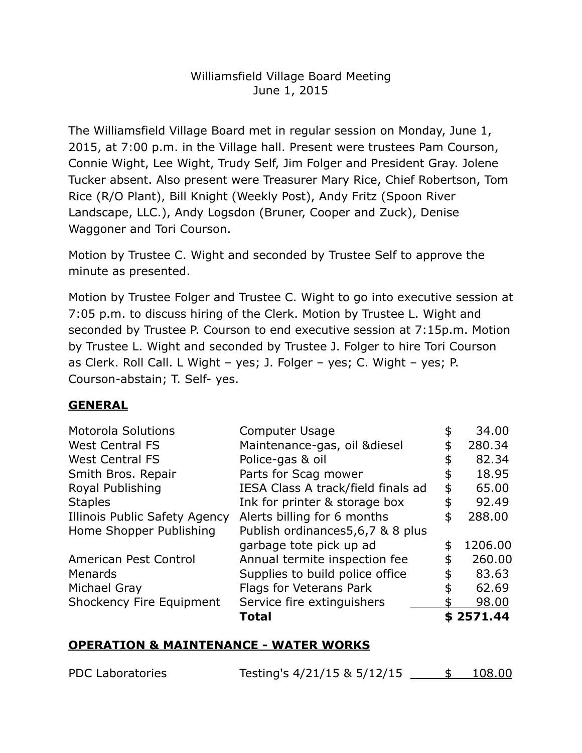Williamsfield Village Board Meeting
June 1, 2015

The Williamsfield Village Board met in regular session on Monday, June 1, 2015, at 7:00 p.m. in the Village hall. Present were trustees Pam Courson, Connie Wight, Lee Wight, Trudy Self, Jim Folger and President Gray. Jolene Tucker absent. Also present were Treasurer Mary Rice, Chief Robertson, Tom Rice (R/O Plant), Bill Knight (Weekly Post), Andy Fritz (Spoon River Landscape, LLC.), Andy Logsdon (Bruner, Cooper and Zuck), Denise Waggoner and Tori Courson.

Motion by Trustee C. Wight and seconded by Trustee Self to approve the minute as presented.

Motion by Trustee Folger and Trustee C. Wight to go into executive session at 7:05 p.m. to discuss hiring of the Clerk. Motion by Trustee L. Wight and seconded by Trustee P. Courson to end executive session at 7:15p.m. Motion by Trustee L. Wight and seconded by Trustee J. Folger to hire Tori Courson as Clerk. Roll Call. L Wight – yes; J. Folger – yes; C. Wight – yes; P. Courson-abstain; T. Self- yes.

**GENERAL**

| | | | |
|---|---|---|---|
| Motorola Solutions | Computer Usage | $ | 34.00 |
| West Central FS | Maintenance-gas, oil &diesel | $ | 280.34 |
| West Central FS | Police-gas & oil | $ | 82.34 |
| Smith Bros. Repair | Parts for Scag mower | $ | 18.95 |
| Royal Publishing | IESA Class A track/field finals ad | $ | 65.00 |
| Staples | Ink for printer & storage box | $ | 92.49 |
| Illinois Public Safety Agency | Alerts billing for 6 months | $ | 288.00 |
| Home Shopper Publishing | Publish ordinances5,6,7 & 8 plus garbage tote pick up ad | $ | 1206.00 |
| American Pest Control | Annual termite inspection fee | $ | 260.00 |
| Menards | Supplies to build police office | $ | 83.63 |
| Michael Gray | Flags for Veterans Park | $ | 62.69 |
| Shockency Fire Equipment | Service fire extinguishers | $ | 98.00 |
| | **Total** | **$** | **2571.44** |

**OPERATION & MAINTENANCE - WATER WORKS**

| | | | |
|---|---|---|---|
| PDC Laboratories | Testing's 4/21/15 & 5/12/15 | $ | 108.00 |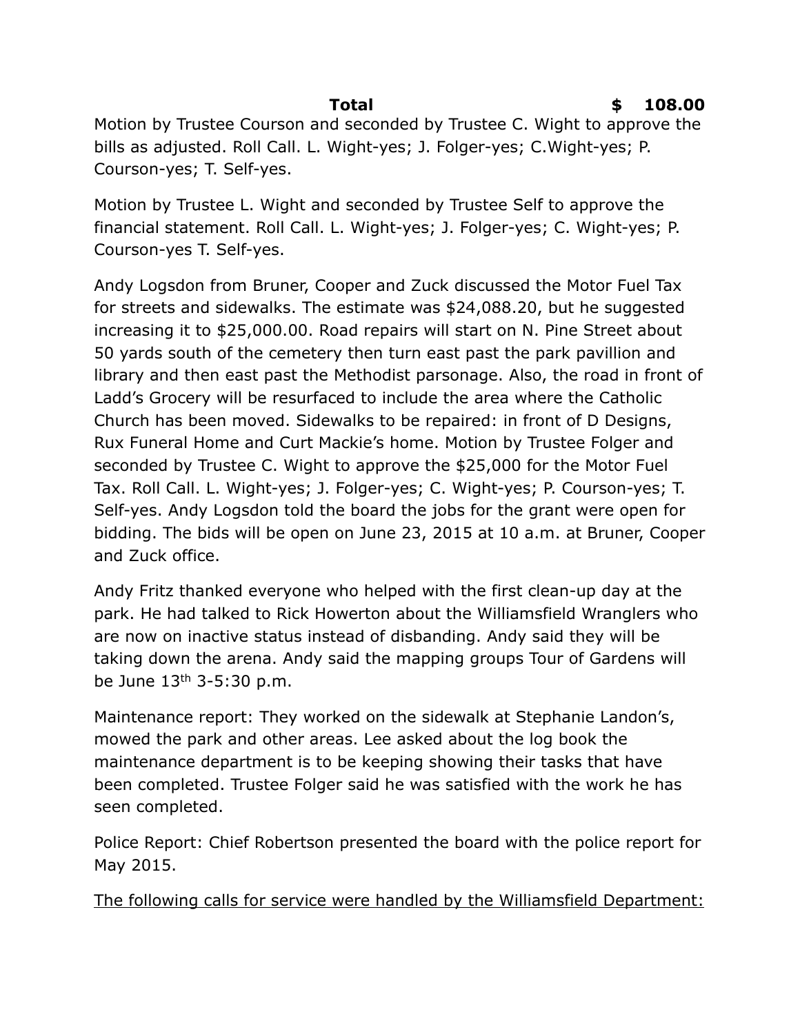**Total $ 108.00**

Motion by Trustee Courson and seconded by Trustee C. Wight to approve the bills as adjusted. Roll Call. L. Wight-yes; J. Folger-yes; C.Wight-yes; P. Courson-yes; T. Self-yes.

Motion by Trustee L. Wight and seconded by Trustee Self to approve the financial statement. Roll Call. L. Wight-yes; J. Folger-yes; C. Wight-yes; P. Courson-yes T. Self-yes.

Andy Logsdon from Bruner, Cooper and Zuck discussed the Motor Fuel Tax for streets and sidewalks. The estimate was $24,088.20, but he suggested increasing it to $25,000.00. Road repairs will start on N. Pine Street about 50 yards south of the cemetery then turn east past the park pavillion and library and then east past the Methodist parsonage. Also, the road in front of Ladd's Grocery will be resurfaced to include the area where the Catholic Church has been moved. Sidewalks to be repaired: in front of D Designs, Rux Funeral Home and Curt Mackie's home. Motion by Trustee Folger and seconded by Trustee C. Wight to approve the $25,000 for the Motor Fuel Tax. Roll Call. L. Wight-yes; J. Folger-yes; C. Wight-yes; P. Courson-yes; T. Self-yes. Andy Logsdon told the board the jobs for the grant were open for bidding. The bids will be open on June 23, 2015 at 10 a.m. at Bruner, Cooper and Zuck office.

Andy Fritz thanked everyone who helped with the first clean-up day at the park. He had talked to Rick Howerton about the Williamsfield Wranglers who are now on inactive status instead of disbanding. Andy said they will be taking down the arena. Andy said the mapping groups Tour of Gardens will be June 13th 3-5:30 p.m.

Maintenance report: They worked on the sidewalk at Stephanie Landon's, mowed the park and other areas. Lee asked about the log book the maintenance department is to be keeping showing their tasks that have been completed. Trustee Folger said he was satisfied with the work he has seen completed.

Police Report: Chief Robertson presented the board with the police report for May 2015.

<u>The following calls for service were handled by the Williamsfield Department:</u>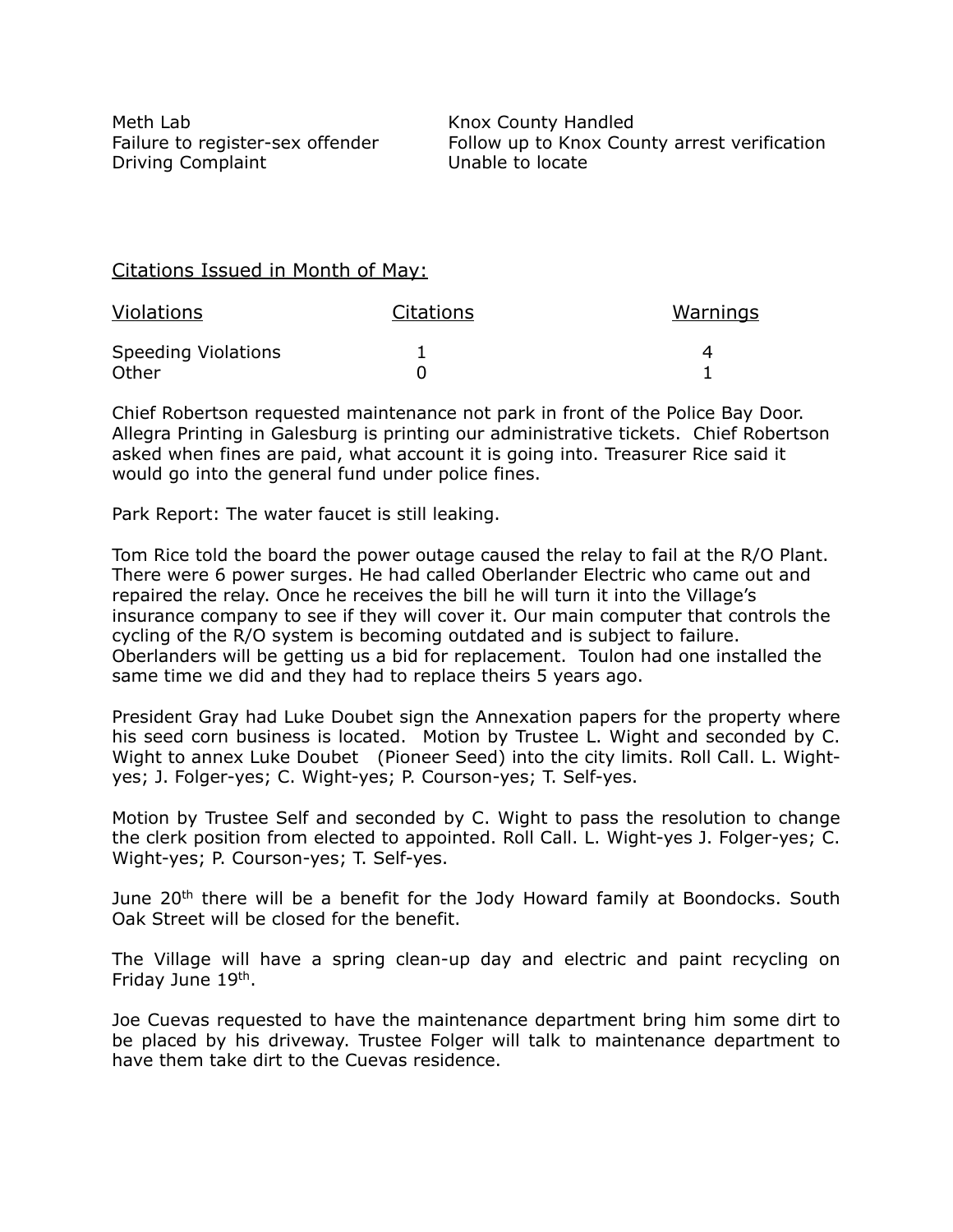| | |
|---|---|
| Meth Lab | Knox County Handled |
| Failure to register-sex offender | Follow up to Knox County arrest verification |
| Driving Complaint | Unable to locate |

<u>Citations Issued in Month of May:</u>

| Violations | Citations | Warnings |
|---|---|---|
| Speeding Violations | 1 | 4 |
| Other | 0 | 1 |

Chief Robertson requested maintenance not park in front of the Police Bay Door. Allegra Printing in Galesburg is printing our administrative tickets. Chief Robertson asked when fines are paid, what account it is going into. Treasurer Rice said it would go into the general fund under police fines.

Park Report: The water faucet is still leaking.

Tom Rice told the board the power outage caused the relay to fail at the R/O Plant. There were 6 power surges. He had called Oberlander Electric who came out and repaired the relay. Once he receives the bill he will turn it into the Village's insurance company to see if they will cover it. Our main computer that controls the cycling of the R/O system is becoming outdated and is subject to failure. Oberlanders will be getting us a bid for replacement. Toulon had one installed the same time we did and they had to replace theirs 5 years ago.

President Gray had Luke Doubet sign the Annexation papers for the property where his seed corn business is located. Motion by Trustee L. Wight and seconded by C. Wight to annex Luke Doubet (Pioneer Seed) into the city limits. Roll Call. L. Wight-yes; J. Folger-yes; C. Wight-yes; P. Courson-yes; T. Self-yes.

Motion by Trustee Self and seconded by C. Wight to pass the resolution to change the clerk position from elected to appointed. Roll Call. L. Wight-yes J. Folger-yes; C. Wight-yes; P. Courson-yes; T. Self-yes.

June 20th there will be a benefit for the Jody Howard family at Boondocks. South Oak Street will be closed for the benefit.

The Village will have a spring clean-up day and electric and paint recycling on Friday June 19th.

Joe Cuevas requested to have the maintenance department bring him some dirt to be placed by his driveway. Trustee Folger will talk to maintenance department to have them take dirt to the Cuevas residence.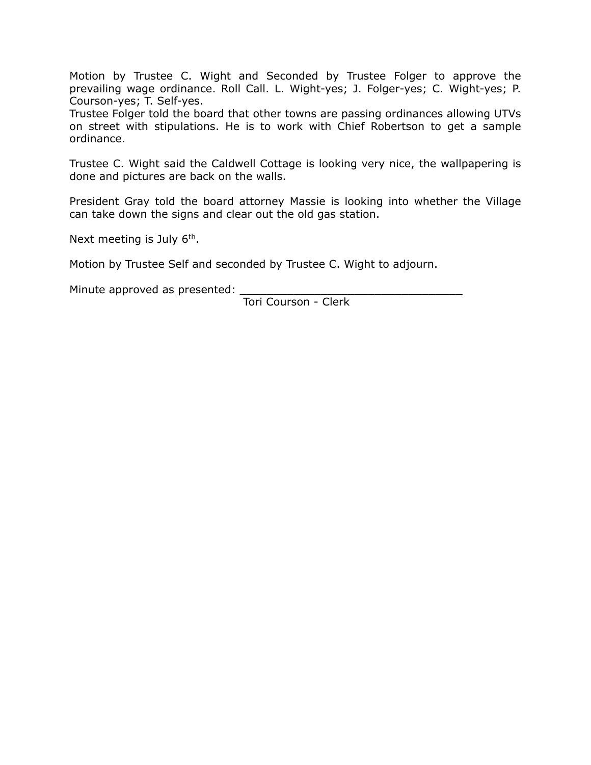Motion by Trustee C. Wight and Seconded by Trustee Folger to approve the prevailing wage ordinance. Roll Call. L. Wight-yes; J. Folger-yes; C. Wight-yes; P. Courson-yes; T. Self-yes.
Trustee Folger told the board that other towns are passing ordinances allowing UTVs on street with stipulations. He is to work with Chief Robertson to get a sample ordinance.

Trustee C. Wight said the Caldwell Cottage is looking very nice, the wallpapering is done and pictures are back on the walls.

President Gray told the board attorney Massie is looking into whether the Village can take down the signs and clear out the old gas station.

Next meeting is July 6th.

Motion by Trustee Self and seconded by Trustee C. Wight to adjourn.

Minute approved as presented: ________________________________
Tori Courson - Clerk